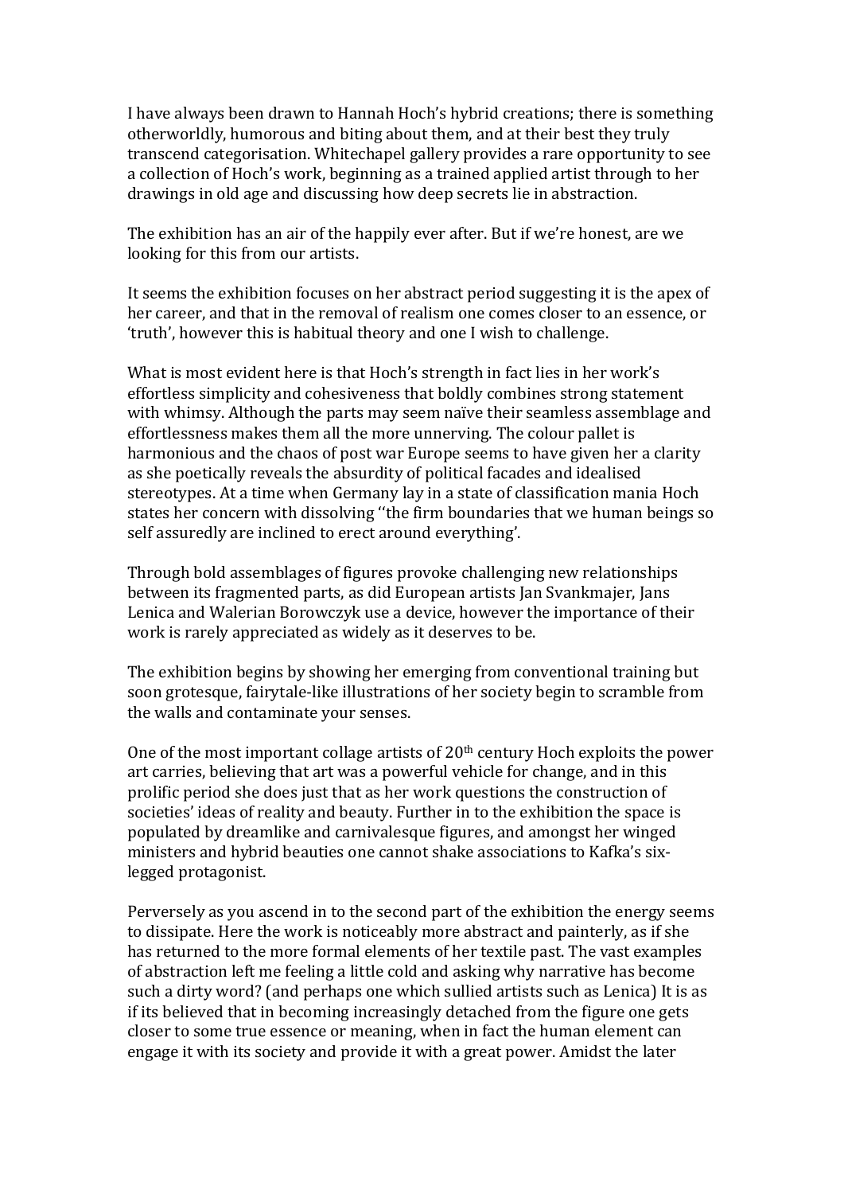I have always been drawn to Hannah Hoch's hybrid creations; there is something otherworldly, humorous and biting about them, and at their best they truly transcend categorisation. Whitechapel gallery provides a rare opportunity to see a collection of Hoch's work, beginning as a trained applied artist through to her drawings in old age and discussing how deep secrets lie in abstraction.

The exhibition has an air of the happily ever after. But if we're honest, are we looking for this from our artists.

It seems the exhibition focuses on her abstract period suggesting it is the apex of her career, and that in the removal of realism one comes closer to an essence, or 'truth', however this is habitual theory and one I wish to challenge.

What is most evident here is that Hoch's strength in fact lies in her work's effortless simplicity and cohesiveness that boldly combines strong statement with whimsy. Although the parts may seem naïve their seamless assemblage and effortlessness makes them all the more unnerving. The colour pallet is harmonious and the chaos of post war Europe seems to have given her a clarity as she poetically reveals the absurdity of political facades and idealised stereotypes. At a time when Germany lay in a state of classification mania Hoch states her concern with dissolving ''the firm boundaries that we human beings so self assuredly are inclined to erect around everything'.

Through bold assemblages of figures provoke challenging new relationships between its fragmented parts, as did European artists Jan Svankmajer, Jans Lenica and Walerian Borowczyk use a device, however the importance of their work is rarely appreciated as widely as it deserves to be.

The exhibition begins by showing her emerging from conventional training but soon grotesque, fairytale-like illustrations of her society begin to scramble from the walls and contaminate your senses.

One of the most important collage artists of 20th century Hoch exploits the power art carries, believing that art was a powerful vehicle for change, and in this prolific period she does just that as her work questions the construction of societies' ideas of reality and beauty. Further in to the exhibition the space is populated by dreamlike and carnivalesque figures, and amongst her winged ministers and hybrid beauties one cannot shake associations to Kafka's six-legged protagonist.

Perversely as you ascend in to the second part of the exhibition the energy seems to dissipate. Here the work is noticeably more abstract and painterly, as if she has returned to the more formal elements of her textile past. The vast examples of abstraction left me feeling a little cold and asking why narrative has become such a dirty word? (and perhaps one which sullied artists such as Lenica) It is as if its believed that in becoming increasingly detached from the figure one gets closer to some true essence or meaning, when in fact the human element can engage it with its society and provide it with a great power. Amidst the later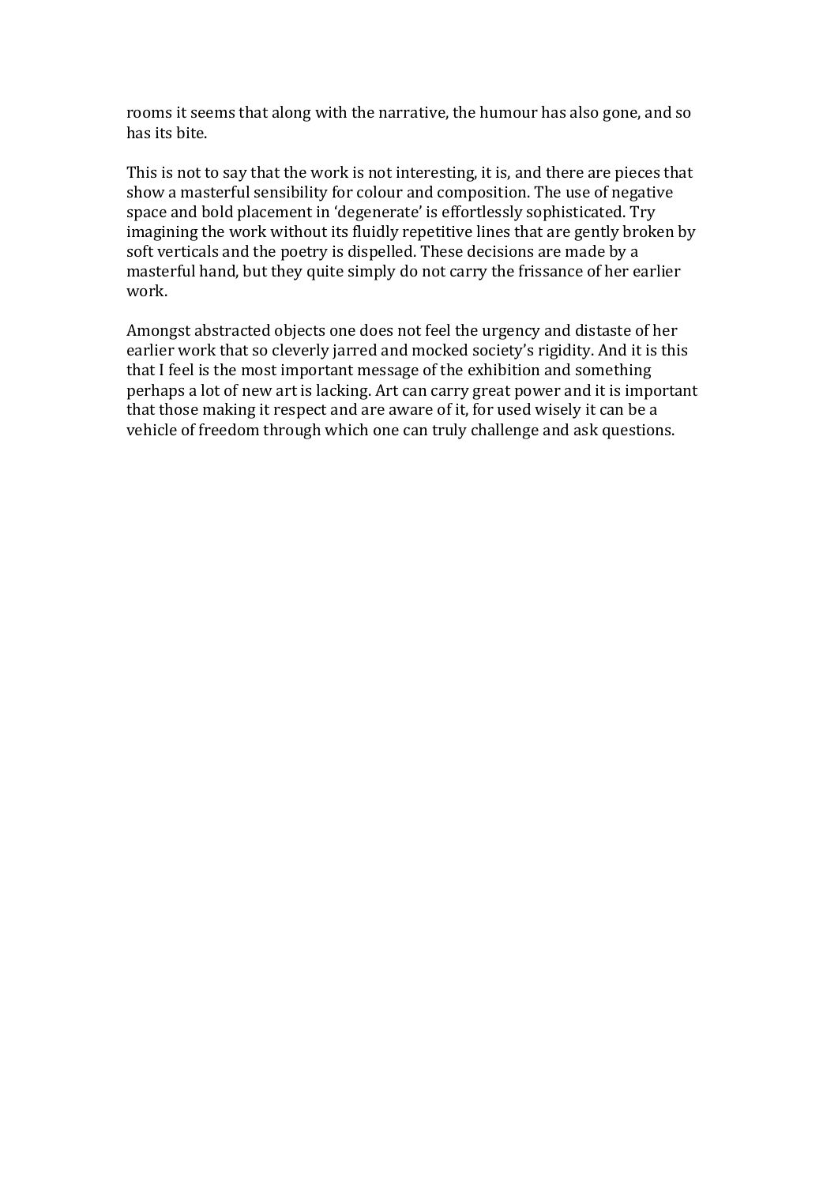rooms it seems that along with the narrative, the humour has also gone, and so has its bite.

This is not to say that the work is not interesting, it is, and there are pieces that show a masterful sensibility for colour and composition. The use of negative space and bold placement in 'degenerate' is effortlessly sophisticated. Try imagining the work without its fluidly repetitive lines that are gently broken by soft verticals and the poetry is dispelled. These decisions are made by a masterful hand, but they quite simply do not carry the frissance of her earlier work.

Amongst abstracted objects one does not feel the urgency and distaste of her earlier work that so cleverly jarred and mocked society's rigidity. And it is this that I feel is the most important message of the exhibition and something perhaps a lot of new art is lacking. Art can carry great power and it is important that those making it respect and are aware of it, for used wisely it can be a vehicle of freedom through which one can truly challenge and ask questions.